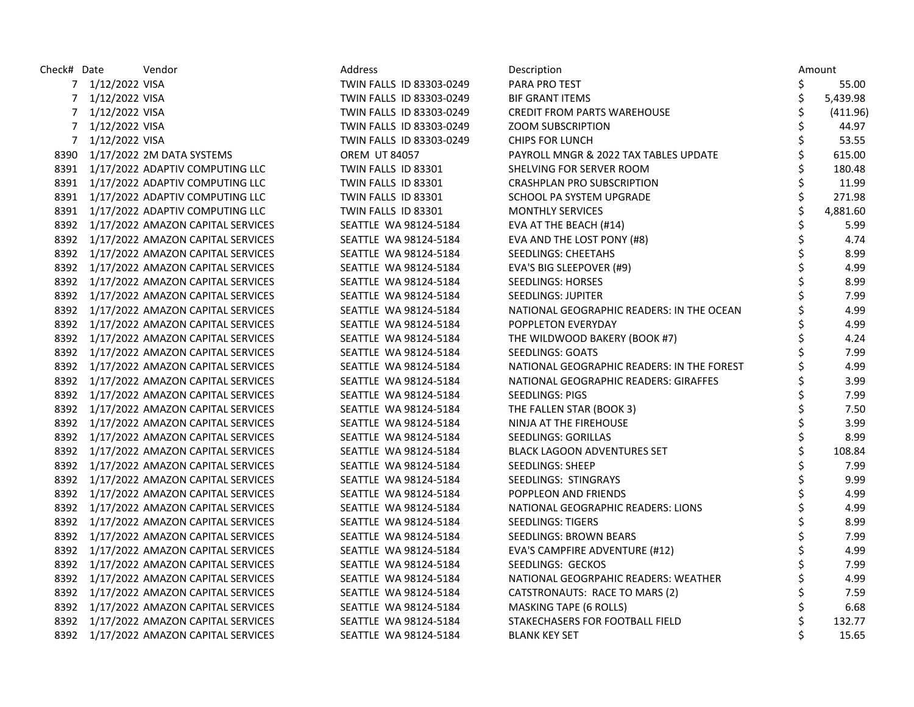| Check# | Date | Vendor | Address | Description | Amount |
|---|---|---|---|---|---|
| 7 | 1/12/2022 | VISA | TWIN FALLS ID 83303-0249 | PARA PRO TEST | $ 55.00 |
| 7 | 1/12/2022 | VISA | TWIN FALLS ID 83303-0249 | BIF GRANT ITEMS | $ 5,439.98 |
| 7 | 1/12/2022 | VISA | TWIN FALLS ID 83303-0249 | CREDIT FROM PARTS WAREHOUSE | $ (411.96) |
| 7 | 1/12/2022 | VISA | TWIN FALLS ID 83303-0249 | ZOOM SUBSCRIPTION | $ 44.97 |
| 7 | 1/12/2022 | VISA | TWIN FALLS ID 83303-0249 | CHIPS FOR LUNCH | $ 53.55 |
| 8390 | 1/17/2022 | 2M DATA SYSTEMS | OREM UT 84057 | PAYROLL MNGR & 2022 TAX TABLES UPDATE | $ 615.00 |
| 8391 | 1/17/2022 | ADAPTIV COMPUTING LLC | TWIN FALLS ID 83301 | SHELVING FOR SERVER ROOM | $ 180.48 |
| 8391 | 1/17/2022 | ADAPTIV COMPUTING LLC | TWIN FALLS ID 83301 | CRASHPLAN PRO SUBSCRIPTION | $ 11.99 |
| 8391 | 1/17/2022 | ADAPTIV COMPUTING LLC | TWIN FALLS ID 83301 | SCHOOL PA SYSTEM UPGRADE | $ 271.98 |
| 8391 | 1/17/2022 | ADAPTIV COMPUTING LLC | TWIN FALLS ID 83301 | MONTHLY SERVICES | $ 4,881.60 |
| 8392 | 1/17/2022 | AMAZON CAPITAL SERVICES | SEATTLE WA 98124-5184 | EVA AT THE BEACH (#14) | $ 5.99 |
| 8392 | 1/17/2022 | AMAZON CAPITAL SERVICES | SEATTLE WA 98124-5184 | EVA AND THE LOST PONY (#8) | $ 4.74 |
| 8392 | 1/17/2022 | AMAZON CAPITAL SERVICES | SEATTLE WA 98124-5184 | SEEDLINGS: CHEETAHS | $ 8.99 |
| 8392 | 1/17/2022 | AMAZON CAPITAL SERVICES | SEATTLE WA 98124-5184 | EVA'S BIG SLEEPOVER (#9) | $ 4.99 |
| 8392 | 1/17/2022 | AMAZON CAPITAL SERVICES | SEATTLE WA 98124-5184 | SEEDLINGS: HORSES | $ 8.99 |
| 8392 | 1/17/2022 | AMAZON CAPITAL SERVICES | SEATTLE WA 98124-5184 | SEEDLINGS: JUPITER | $ 7.99 |
| 8392 | 1/17/2022 | AMAZON CAPITAL SERVICES | SEATTLE WA 98124-5184 | NATIONAL GEOGRAPHIC READERS: IN THE OCEAN | $ 4.99 |
| 8392 | 1/17/2022 | AMAZON CAPITAL SERVICES | SEATTLE WA 98124-5184 | POPPLETON EVERYDAY | $ 4.99 |
| 8392 | 1/17/2022 | AMAZON CAPITAL SERVICES | SEATTLE WA 98124-5184 | THE WILDWOOD BAKERY (BOOK #7) | $ 4.24 |
| 8392 | 1/17/2022 | AMAZON CAPITAL SERVICES | SEATTLE WA 98124-5184 | SEEDLINGS: GOATS | $ 7.99 |
| 8392 | 1/17/2022 | AMAZON CAPITAL SERVICES | SEATTLE WA 98124-5184 | NATIONAL GEOGRAPHIC READERS: IN THE FOREST | $ 4.99 |
| 8392 | 1/17/2022 | AMAZON CAPITAL SERVICES | SEATTLE WA 98124-5184 | NATIONAL GEOGRAPHIC READERS: GIRAFFES | $ 3.99 |
| 8392 | 1/17/2022 | AMAZON CAPITAL SERVICES | SEATTLE WA 98124-5184 | SEEDLINGS: PIGS | $ 7.99 |
| 8392 | 1/17/2022 | AMAZON CAPITAL SERVICES | SEATTLE WA 98124-5184 | THE FALLEN STAR (BOOK 3) | $ 7.50 |
| 8392 | 1/17/2022 | AMAZON CAPITAL SERVICES | SEATTLE WA 98124-5184 | NINJA AT THE FIREHOUSE | $ 3.99 |
| 8392 | 1/17/2022 | AMAZON CAPITAL SERVICES | SEATTLE WA 98124-5184 | SEEDLINGS: GORILLAS | $ 8.99 |
| 8392 | 1/17/2022 | AMAZON CAPITAL SERVICES | SEATTLE WA 98124-5184 | BLACK LAGOON ADVENTURES SET | $ 108.84 |
| 8392 | 1/17/2022 | AMAZON CAPITAL SERVICES | SEATTLE WA 98124-5184 | SEEDLINGS: SHEEP | $ 7.99 |
| 8392 | 1/17/2022 | AMAZON CAPITAL SERVICES | SEATTLE WA 98124-5184 | SEEDLINGS: STINGRAYS | $ 9.99 |
| 8392 | 1/17/2022 | AMAZON CAPITAL SERVICES | SEATTLE WA 98124-5184 | POPPLEON AND FRIENDS | $ 4.99 |
| 8392 | 1/17/2022 | AMAZON CAPITAL SERVICES | SEATTLE WA 98124-5184 | NATIONAL GEOGRAPHIC READERS: LIONS | $ 4.99 |
| 8392 | 1/17/2022 | AMAZON CAPITAL SERVICES | SEATTLE WA 98124-5184 | SEEDLINGS: TIGERS | $ 8.99 |
| 8392 | 1/17/2022 | AMAZON CAPITAL SERVICES | SEATTLE WA 98124-5184 | SEEDLINGS: BROWN BEARS | $ 7.99 |
| 8392 | 1/17/2022 | AMAZON CAPITAL SERVICES | SEATTLE WA 98124-5184 | EVA'S CAMPFIRE ADVENTURE (#12) | $ 4.99 |
| 8392 | 1/17/2022 | AMAZON CAPITAL SERVICES | SEATTLE WA 98124-5184 | SEEDLINGS: GECKOS | $ 7.99 |
| 8392 | 1/17/2022 | AMAZON CAPITAL SERVICES | SEATTLE WA 98124-5184 | NATIONAL GEOGRPAHIC READERS: WEATHER | $ 4.99 |
| 8392 | 1/17/2022 | AMAZON CAPITAL SERVICES | SEATTLE WA 98124-5184 | CATSTRONAUTS: RACE TO MARS (2) | $ 7.59 |
| 8392 | 1/17/2022 | AMAZON CAPITAL SERVICES | SEATTLE WA 98124-5184 | MASKING TAPE (6 ROLLS) | $ 6.68 |
| 8392 | 1/17/2022 | AMAZON CAPITAL SERVICES | SEATTLE WA 98124-5184 | STAKECHASERS FOR FOOTBALL FIELD | $ 132.77 |
| 8392 | 1/17/2022 | AMAZON CAPITAL SERVICES | SEATTLE WA 98124-5184 | BLANK KEY SET | $ 15.65 |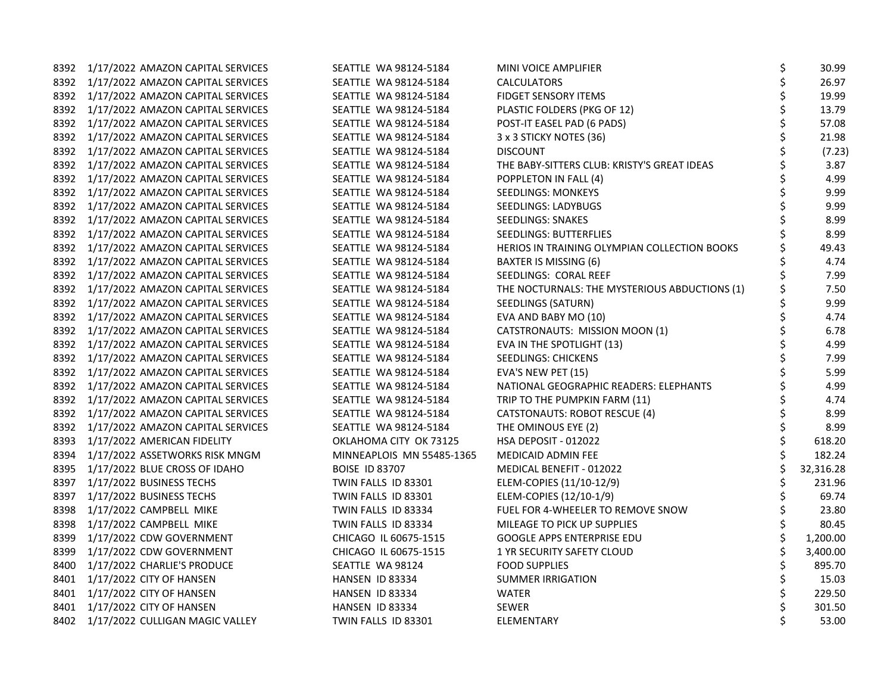| | | | | | |
|---|---|---|---|---|---|
| 8392 | 1/17/2022 | AMAZON CAPITAL SERVICES | SEATTLE WA 98124-5184 | MINI VOICE AMPLIFIER | $ 30.99 |
| 8392 | 1/17/2022 | AMAZON CAPITAL SERVICES | SEATTLE WA 98124-5184 | CALCULATORS | $ 26.97 |
| 8392 | 1/17/2022 | AMAZON CAPITAL SERVICES | SEATTLE WA 98124-5184 | FIDGET SENSORY ITEMS | $ 19.99 |
| 8392 | 1/17/2022 | AMAZON CAPITAL SERVICES | SEATTLE WA 98124-5184 | PLASTIC FOLDERS (PKG OF 12) | $ 13.79 |
| 8392 | 1/17/2022 | AMAZON CAPITAL SERVICES | SEATTLE WA 98124-5184 | POST-IT EASEL PAD (6 PADS) | $ 57.08 |
| 8392 | 1/17/2022 | AMAZON CAPITAL SERVICES | SEATTLE WA 98124-5184 | 3 x 3 STICKY NOTES (36) | $ 21.98 |
| 8392 | 1/17/2022 | AMAZON CAPITAL SERVICES | SEATTLE WA 98124-5184 | DISCOUNT | $ (7.23) |
| 8392 | 1/17/2022 | AMAZON CAPITAL SERVICES | SEATTLE WA 98124-5184 | THE BABY-SITTERS CLUB: KRISTY'S GREAT IDEAS | $ 3.87 |
| 8392 | 1/17/2022 | AMAZON CAPITAL SERVICES | SEATTLE WA 98124-5184 | POPPLETON IN FALL (4) | $ 4.99 |
| 8392 | 1/17/2022 | AMAZON CAPITAL SERVICES | SEATTLE WA 98124-5184 | SEEDLINGS: MONKEYS | $ 9.99 |
| 8392 | 1/17/2022 | AMAZON CAPITAL SERVICES | SEATTLE WA 98124-5184 | SEEDLINGS: LADYBUGS | $ 9.99 |
| 8392 | 1/17/2022 | AMAZON CAPITAL SERVICES | SEATTLE WA 98124-5184 | SEEDLINGS: SNAKES | $ 8.99 |
| 8392 | 1/17/2022 | AMAZON CAPITAL SERVICES | SEATTLE WA 98124-5184 | SEEDLINGS: BUTTERFLIES | $ 8.99 |
| 8392 | 1/17/2022 | AMAZON CAPITAL SERVICES | SEATTLE WA 98124-5184 | HERIOS IN TRAINING OLYMPIAN COLLECTION BOOKS | $ 49.43 |
| 8392 | 1/17/2022 | AMAZON CAPITAL SERVICES | SEATTLE WA 98124-5184 | BAXTER IS MISSING (6) | $ 4.74 |
| 8392 | 1/17/2022 | AMAZON CAPITAL SERVICES | SEATTLE WA 98124-5184 | SEEDLINGS: CORAL REEF | $ 7.99 |
| 8392 | 1/17/2022 | AMAZON CAPITAL SERVICES | SEATTLE WA 98124-5184 | THE NOCTURNALS: THE MYSTERIOUS ABDUCTIONS (1) | $ 7.50 |
| 8392 | 1/17/2022 | AMAZON CAPITAL SERVICES | SEATTLE WA 98124-5184 | SEEDLINGS (SATURN) | $ 9.99 |
| 8392 | 1/17/2022 | AMAZON CAPITAL SERVICES | SEATTLE WA 98124-5184 | EVA AND BABY MO (10) | $ 4.74 |
| 8392 | 1/17/2022 | AMAZON CAPITAL SERVICES | SEATTLE WA 98124-5184 | CATSTRONAUTS: MISSION MOON (1) | $ 6.78 |
| 8392 | 1/17/2022 | AMAZON CAPITAL SERVICES | SEATTLE WA 98124-5184 | EVA IN THE SPOTLIGHT (13) | $ 4.99 |
| 8392 | 1/17/2022 | AMAZON CAPITAL SERVICES | SEATTLE WA 98124-5184 | SEEDLINGS: CHICKENS | $ 7.99 |
| 8392 | 1/17/2022 | AMAZON CAPITAL SERVICES | SEATTLE WA 98124-5184 | EVA'S NEW PET (15) | $ 5.99 |
| 8392 | 1/17/2022 | AMAZON CAPITAL SERVICES | SEATTLE WA 98124-5184 | NATIONAL GEOGRAPHIC READERS: ELEPHANTS | $ 4.99 |
| 8392 | 1/17/2022 | AMAZON CAPITAL SERVICES | SEATTLE WA 98124-5184 | TRIP TO THE PUMPKIN FARM (11) | $ 4.74 |
| 8392 | 1/17/2022 | AMAZON CAPITAL SERVICES | SEATTLE WA 98124-5184 | CATSTONAUTS: ROBOT RESCUE (4) | $ 8.99 |
| 8392 | 1/17/2022 | AMAZON CAPITAL SERVICES | SEATTLE WA 98124-5184 | THE OMINOUS EYE (2) | $ 8.99 |
| 8393 | 1/17/2022 | AMERICAN FIDELITY | OKLAHOMA CITY OK 73125 | HSA DEPOSIT - 012022 | $ 618.20 |
| 8394 | 1/17/2022 | ASSETWORKS RISK MNGM | MINNEAPLOIS MN 55485-1365 | MEDICAID ADMIN FEE | $ 182.24 |
| 8395 | 1/17/2022 | BLUE CROSS OF IDAHO | BOISE ID 83707 | MEDICAL BENEFIT - 012022 | $ 32,316.28 |
| 8397 | 1/17/2022 | BUSINESS TECHS | TWIN FALLS ID 83301 | ELEM-COPIES (11/10-12/9) | $ 231.96 |
| 8397 | 1/17/2022 | BUSINESS TECHS | TWIN FALLS ID 83301 | ELEM-COPIES (12/10-1/9) | $ 69.74 |
| 8398 | 1/17/2022 | CAMPBELL MIKE | TWIN FALLS ID 83334 | FUEL FOR 4-WHEELER TO REMOVE SNOW | $ 23.80 |
| 8398 | 1/17/2022 | CAMPBELL MIKE | TWIN FALLS ID 83334 | MILEAGE TO PICK UP SUPPLIES | $ 80.45 |
| 8399 | 1/17/2022 | CDW GOVERNMENT | CHICAGO IL 60675-1515 | GOOGLE APPS ENTERPRISE EDU | $ 1,200.00 |
| 8399 | 1/17/2022 | CDW GOVERNMENT | CHICAGO IL 60675-1515 | 1 YR SECURITY SAFETY CLOUD | $ 3,400.00 |
| 8400 | 1/17/2022 | CHARLIE'S PRODUCE | SEATTLE WA 98124 | FOOD SUPPLIES | $ 895.70 |
| 8401 | 1/17/2022 | CITY OF HANSEN | HANSEN ID 83334 | SUMMER IRRIGATION | $ 15.03 |
| 8401 | 1/17/2022 | CITY OF HANSEN | HANSEN ID 83334 | WATER | $ 229.50 |
| 8401 | 1/17/2022 | CITY OF HANSEN | HANSEN ID 83334 | SEWER | $ 301.50 |
| 8402 | 1/17/2022 | CULLIGAN MAGIC VALLEY | TWIN FALLS ID 83301 | ELEMENTARY | $ 53.00 |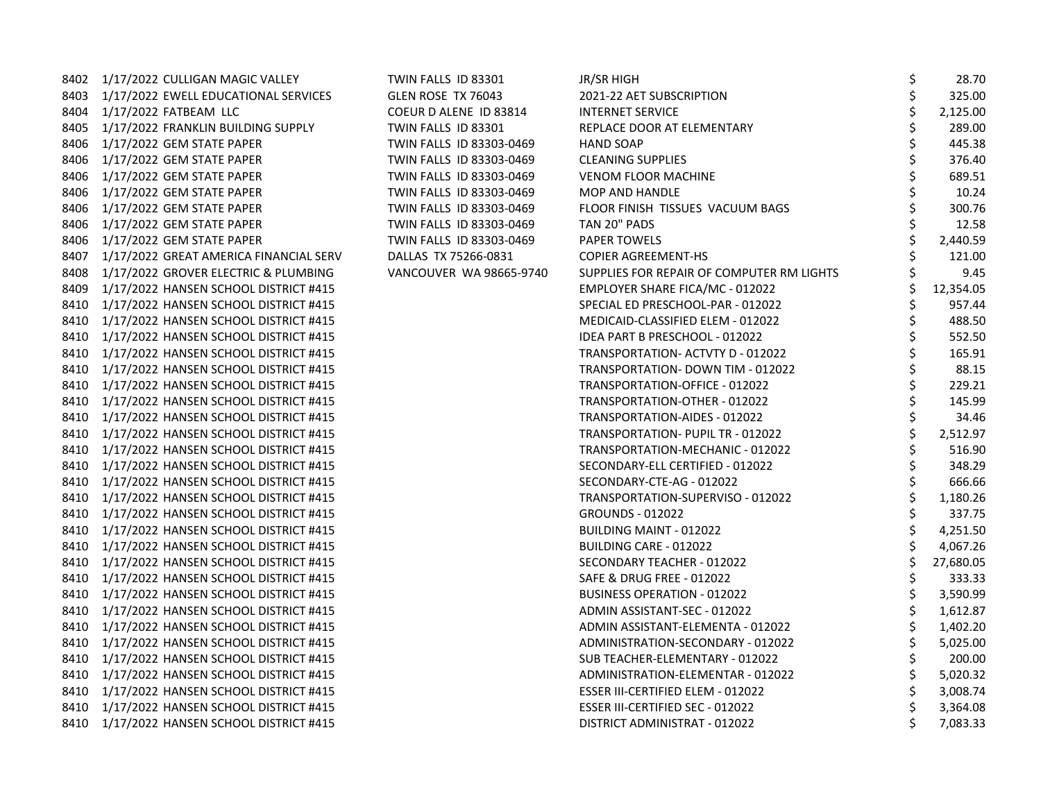| | | | | | |
|---|---|---|---|---|---|
| 8402 | 1/17/2022 | CULLIGAN MAGIC VALLEY | TWIN FALLS ID 83301 | JR/SR HIGH | $ 28.70 |
| 8403 | 1/17/2022 | EWELL EDUCATIONAL SERVICES | GLEN ROSE TX 76043 | 2021-22 AET SUBSCRIPTION | $ 325.00 |
| 8404 | 1/17/2022 | FATBEAM LLC | COEUR D ALENE ID 83814 | INTERNET SERVICE | $ 2,125.00 |
| 8405 | 1/17/2022 | FRANKLIN BUILDING SUPPLY | TWIN FALLS ID 83301 | REPLACE DOOR AT ELEMENTARY | $ 289.00 |
| 8406 | 1/17/2022 | GEM STATE PAPER | TWIN FALLS ID 83303-0469 | HAND SOAP | $ 445.38 |
| 8406 | 1/17/2022 | GEM STATE PAPER | TWIN FALLS ID 83303-0469 | CLEANING SUPPLIES | $ 376.40 |
| 8406 | 1/17/2022 | GEM STATE PAPER | TWIN FALLS ID 83303-0469 | VENOM FLOOR MACHINE | $ 689.51 |
| 8406 | 1/17/2022 | GEM STATE PAPER | TWIN FALLS ID 83303-0469 | MOP AND HANDLE | $ 10.24 |
| 8406 | 1/17/2022 | GEM STATE PAPER | TWIN FALLS ID 83303-0469 | FLOOR FINISH TISSUES VACUUM BAGS | $ 300.76 |
| 8406 | 1/17/2022 | GEM STATE PAPER | TWIN FALLS ID 83303-0469 | TAN 20" PADS | $ 12.58 |
| 8406 | 1/17/2022 | GEM STATE PAPER | TWIN FALLS ID 83303-0469 | PAPER TOWELS | $ 2,440.59 |
| 8407 | 1/17/2022 | GREAT AMERICA FINANCIAL SERV | DALLAS TX 75266-0831 | COPIER AGREEMENT-HS | $ 121.00 |
| 8408 | 1/17/2022 | GROVER ELECTRIC & PLUMBING | VANCOUVER WA 98665-9740 | SUPPLIES FOR REPAIR OF COMPUTER RM LIGHTS | $ 9.45 |
| 8409 | 1/17/2022 | HANSEN SCHOOL DISTRICT #415 | | EMPLOYER SHARE FICA/MC - 012022 | $ 12,354.05 |
| 8410 | 1/17/2022 | HANSEN SCHOOL DISTRICT #415 | | SPECIAL ED PRESCHOOL-PAR - 012022 | $ 957.44 |
| 8410 | 1/17/2022 | HANSEN SCHOOL DISTRICT #415 | | MEDICAID-CLASSIFIED ELEM - 012022 | $ 488.50 |
| 8410 | 1/17/2022 | HANSEN SCHOOL DISTRICT #415 | | IDEA PART B PRESCHOOL - 012022 | $ 552.50 |
| 8410 | 1/17/2022 | HANSEN SCHOOL DISTRICT #415 | | TRANSPORTATION- ACTVTY D - 012022 | $ 165.91 |
| 8410 | 1/17/2022 | HANSEN SCHOOL DISTRICT #415 | | TRANSPORTATION- DOWN TIM - 012022 | $ 88.15 |
| 8410 | 1/17/2022 | HANSEN SCHOOL DISTRICT #415 | | TRANSPORTATION-OFFICE - 012022 | $ 229.21 |
| 8410 | 1/17/2022 | HANSEN SCHOOL DISTRICT #415 | | TRANSPORTATION-OTHER - 012022 | $ 145.99 |
| 8410 | 1/17/2022 | HANSEN SCHOOL DISTRICT #415 | | TRANSPORTATION-AIDES - 012022 | $ 34.46 |
| 8410 | 1/17/2022 | HANSEN SCHOOL DISTRICT #415 | | TRANSPORTATION- PUPIL TR - 012022 | $ 2,512.97 |
| 8410 | 1/17/2022 | HANSEN SCHOOL DISTRICT #415 | | TRANSPORTATION-MECHANIC - 012022 | $ 516.90 |
| 8410 | 1/17/2022 | HANSEN SCHOOL DISTRICT #415 | | SECONDARY-ELL CERTIFIED - 012022 | $ 348.29 |
| 8410 | 1/17/2022 | HANSEN SCHOOL DISTRICT #415 | | SECONDARY-CTE-AG - 012022 | $ 666.66 |
| 8410 | 1/17/2022 | HANSEN SCHOOL DISTRICT #415 | | TRANSPORTATION-SUPERVISO - 012022 | $ 1,180.26 |
| 8410 | 1/17/2022 | HANSEN SCHOOL DISTRICT #415 | | GROUNDS - 012022 | $ 337.75 |
| 8410 | 1/17/2022 | HANSEN SCHOOL DISTRICT #415 | | BUILDING MAINT - 012022 | $ 4,251.50 |
| 8410 | 1/17/2022 | HANSEN SCHOOL DISTRICT #415 | | BUILDING CARE - 012022 | $ 4,067.26 |
| 8410 | 1/17/2022 | HANSEN SCHOOL DISTRICT #415 | | SECONDARY TEACHER - 012022 | $ 27,680.05 |
| 8410 | 1/17/2022 | HANSEN SCHOOL DISTRICT #415 | | SAFE & DRUG FREE - 012022 | $ 333.33 |
| 8410 | 1/17/2022 | HANSEN SCHOOL DISTRICT #415 | | BUSINESS OPERATION - 012022 | $ 3,590.99 |
| 8410 | 1/17/2022 | HANSEN SCHOOL DISTRICT #415 | | ADMIN ASSISTANT-SEC - 012022 | $ 1,612.87 |
| 8410 | 1/17/2022 | HANSEN SCHOOL DISTRICT #415 | | ADMIN ASSISTANT-ELEMENTA - 012022 | $ 1,402.20 |
| 8410 | 1/17/2022 | HANSEN SCHOOL DISTRICT #415 | | ADMINISTRATION-SECONDARY - 012022 | $ 5,025.00 |
| 8410 | 1/17/2022 | HANSEN SCHOOL DISTRICT #415 | | SUB TEACHER-ELEMENTARY - 012022 | $ 200.00 |
| 8410 | 1/17/2022 | HANSEN SCHOOL DISTRICT #415 | | ADMINISTRATION-ELEMENTAR - 012022 | $ 5,020.32 |
| 8410 | 1/17/2022 | HANSEN SCHOOL DISTRICT #415 | | ESSER III-CERTIFIED ELEM - 012022 | $ 3,008.74 |
| 8410 | 1/17/2022 | HANSEN SCHOOL DISTRICT #415 | | ESSER III-CERTIFIED SEC - 012022 | $ 3,364.08 |
| 8410 | 1/17/2022 | HANSEN SCHOOL DISTRICT #415 | | DISTRICT ADMINISTRAT - 012022 | $ 7,083.33 |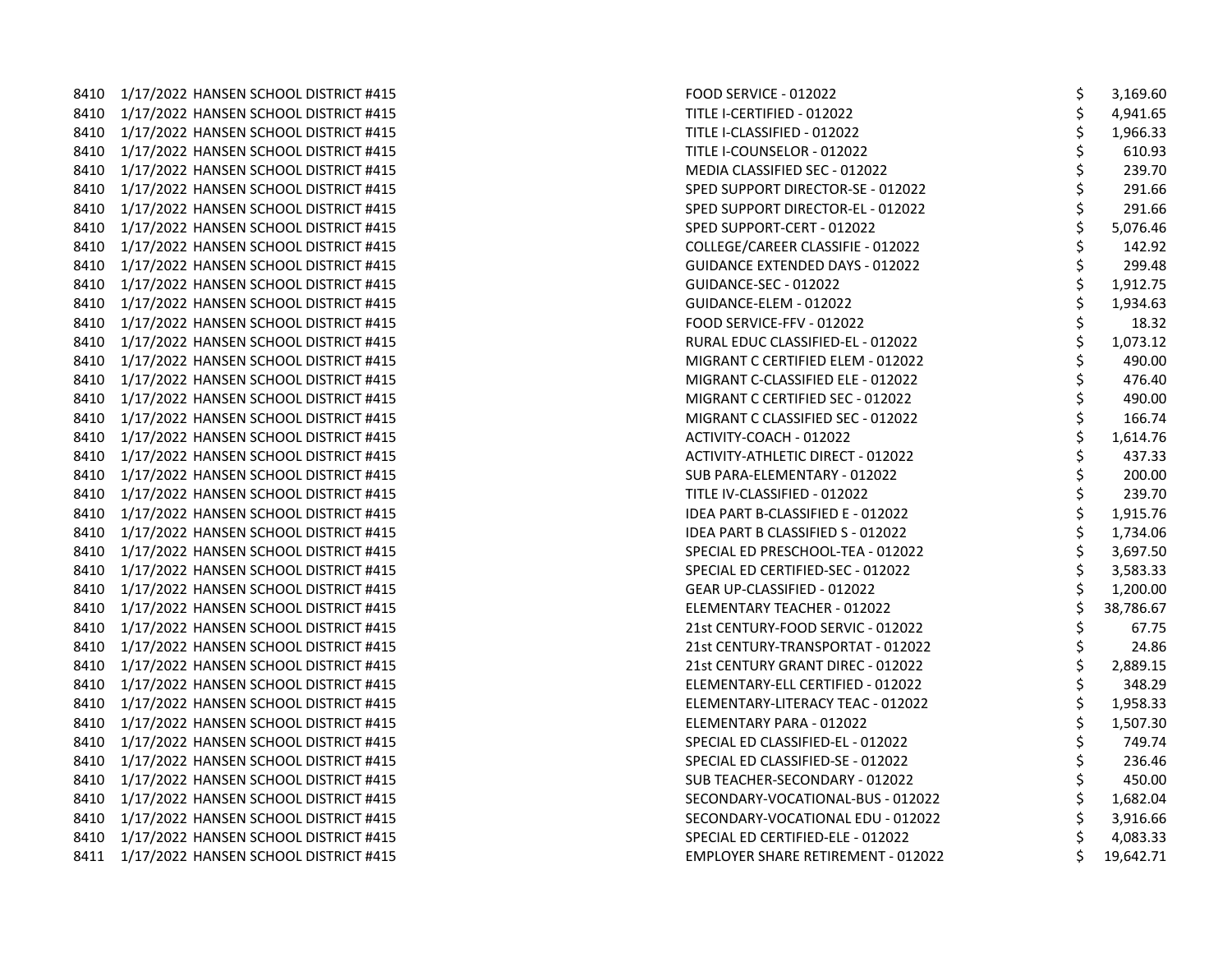| | | | | |
|---|---|---|---|---|
| 8410 | 1/17/2022 | HANSEN SCHOOL DISTRICT #415 | FOOD SERVICE - 012022 | $ 3,169.60 |
| 8410 | 1/17/2022 | HANSEN SCHOOL DISTRICT #415 | TITLE I-CERTIFIED - 012022 | $ 4,941.65 |
| 8410 | 1/17/2022 | HANSEN SCHOOL DISTRICT #415 | TITLE I-CLASSIFIED - 012022 | $ 1,966.33 |
| 8410 | 1/17/2022 | HANSEN SCHOOL DISTRICT #415 | TITLE I-COUNSELOR - 012022 | $ 610.93 |
| 8410 | 1/17/2022 | HANSEN SCHOOL DISTRICT #415 | MEDIA CLASSIFIED SEC - 012022 | $ 239.70 |
| 8410 | 1/17/2022 | HANSEN SCHOOL DISTRICT #415 | SPED SUPPORT DIRECTOR-SE - 012022 | $ 291.66 |
| 8410 | 1/17/2022 | HANSEN SCHOOL DISTRICT #415 | SPED SUPPORT DIRECTOR-EL - 012022 | $ 291.66 |
| 8410 | 1/17/2022 | HANSEN SCHOOL DISTRICT #415 | SPED SUPPORT-CERT - 012022 | $ 5,076.46 |
| 8410 | 1/17/2022 | HANSEN SCHOOL DISTRICT #415 | COLLEGE/CAREER CLASSIFIE - 012022 | $ 142.92 |
| 8410 | 1/17/2022 | HANSEN SCHOOL DISTRICT #415 | GUIDANCE EXTENDED DAYS - 012022 | $ 299.48 |
| 8410 | 1/17/2022 | HANSEN SCHOOL DISTRICT #415 | GUIDANCE-SEC - 012022 | $ 1,912.75 |
| 8410 | 1/17/2022 | HANSEN SCHOOL DISTRICT #415 | GUIDANCE-ELEM - 012022 | $ 1,934.63 |
| 8410 | 1/17/2022 | HANSEN SCHOOL DISTRICT #415 | FOOD SERVICE-FFV - 012022 | $ 18.32 |
| 8410 | 1/17/2022 | HANSEN SCHOOL DISTRICT #415 | RURAL EDUC CLASSIFIED-EL - 012022 | $ 1,073.12 |
| 8410 | 1/17/2022 | HANSEN SCHOOL DISTRICT #415 | MIGRANT C CERTIFIED ELEM - 012022 | $ 490.00 |
| 8410 | 1/17/2022 | HANSEN SCHOOL DISTRICT #415 | MIGRANT C-CLASSIFIED ELE - 012022 | $ 476.40 |
| 8410 | 1/17/2022 | HANSEN SCHOOL DISTRICT #415 | MIGRANT C CERTIFIED SEC - 012022 | $ 490.00 |
| 8410 | 1/17/2022 | HANSEN SCHOOL DISTRICT #415 | MIGRANT C CLASSIFIED SEC - 012022 | $ 166.74 |
| 8410 | 1/17/2022 | HANSEN SCHOOL DISTRICT #415 | ACTIVITY-COACH - 012022 | $ 1,614.76 |
| 8410 | 1/17/2022 | HANSEN SCHOOL DISTRICT #415 | ACTIVITY-ATHLETIC DIRECT - 012022 | $ 437.33 |
| 8410 | 1/17/2022 | HANSEN SCHOOL DISTRICT #415 | SUB PARA-ELEMENTARY - 012022 | $ 200.00 |
| 8410 | 1/17/2022 | HANSEN SCHOOL DISTRICT #415 | TITLE IV-CLASSIFIED - 012022 | $ 239.70 |
| 8410 | 1/17/2022 | HANSEN SCHOOL DISTRICT #415 | IDEA PART B-CLASSIFIED E - 012022 | $ 1,915.76 |
| 8410 | 1/17/2022 | HANSEN SCHOOL DISTRICT #415 | IDEA PART B CLASSIFIED S - 012022 | $ 1,734.06 |
| 8410 | 1/17/2022 | HANSEN SCHOOL DISTRICT #415 | SPECIAL ED PRESCHOOL-TEA - 012022 | $ 3,697.50 |
| 8410 | 1/17/2022 | HANSEN SCHOOL DISTRICT #415 | SPECIAL ED CERTIFIED-SEC - 012022 | $ 3,583.33 |
| 8410 | 1/17/2022 | HANSEN SCHOOL DISTRICT #415 | GEAR UP-CLASSIFIED - 012022 | $ 1,200.00 |
| 8410 | 1/17/2022 | HANSEN SCHOOL DISTRICT #415 | ELEMENTARY TEACHER - 012022 | $ 38,786.67 |
| 8410 | 1/17/2022 | HANSEN SCHOOL DISTRICT #415 | 21st CENTURY-FOOD SERVIC - 012022 | $ 67.75 |
| 8410 | 1/17/2022 | HANSEN SCHOOL DISTRICT #415 | 21st CENTURY-TRANSPORTAT - 012022 | $ 24.86 |
| 8410 | 1/17/2022 | HANSEN SCHOOL DISTRICT #415 | 21st CENTURY GRANT DIREC - 012022 | $ 2,889.15 |
| 8410 | 1/17/2022 | HANSEN SCHOOL DISTRICT #415 | ELEMENTARY-ELL CERTIFIED - 012022 | $ 348.29 |
| 8410 | 1/17/2022 | HANSEN SCHOOL DISTRICT #415 | ELEMENTARY-LITERACY TEAC - 012022 | $ 1,958.33 |
| 8410 | 1/17/2022 | HANSEN SCHOOL DISTRICT #415 | ELEMENTARY PARA - 012022 | $ 1,507.30 |
| 8410 | 1/17/2022 | HANSEN SCHOOL DISTRICT #415 | SPECIAL ED CLASSIFIED-EL - 012022 | $ 749.74 |
| 8410 | 1/17/2022 | HANSEN SCHOOL DISTRICT #415 | SPECIAL ED CLASSIFIED-SE - 012022 | $ 236.46 |
| 8410 | 1/17/2022 | HANSEN SCHOOL DISTRICT #415 | SUB TEACHER-SECONDARY - 012022 | $ 450.00 |
| 8410 | 1/17/2022 | HANSEN SCHOOL DISTRICT #415 | SECONDARY-VOCATIONAL-BUS - 012022 | $ 1,682.04 |
| 8410 | 1/17/2022 | HANSEN SCHOOL DISTRICT #415 | SECONDARY-VOCATIONAL EDU - 012022 | $ 3,916.66 |
| 8410 | 1/17/2022 | HANSEN SCHOOL DISTRICT #415 | SPECIAL ED CERTIFIED-ELE - 012022 | $ 4,083.33 |
| 8411 | 1/17/2022 | HANSEN SCHOOL DISTRICT #415 | EMPLOYER SHARE RETIREMENT - 012022 | $ 19,642.71 |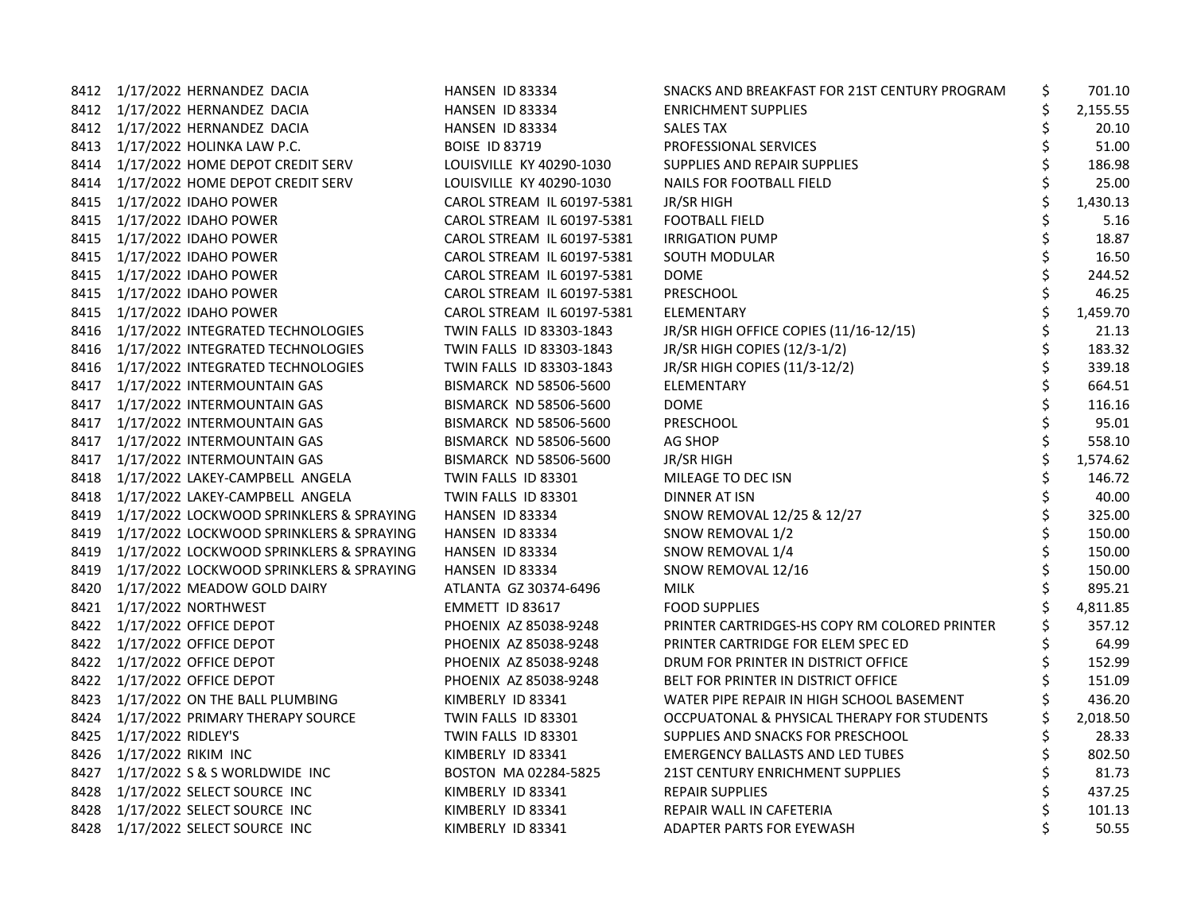| | | | | | | |
|---|---|---|---|---|---|---|
| 8412 | 1/17/2022 | HERNANDEZ DACIA | HANSEN ID 83334 | SNACKS AND BREAKFAST FOR 21ST CENTURY PROGRAM | $ | 701.10 |
| 8412 | 1/17/2022 | HERNANDEZ DACIA | HANSEN ID 83334 | ENRICHMENT SUPPLIES | $ | 2,155.55 |
| 8412 | 1/17/2022 | HERNANDEZ DACIA | HANSEN ID 83334 | SALES TAX | $ | 20.10 |
| 8413 | 1/17/2022 | HOLINKA LAW P.C. | BOISE ID 83719 | PROFESSIONAL SERVICES | $ | 51.00 |
| 8414 | 1/17/2022 | HOME DEPOT CREDIT SERV | LOUISVILLE KY 40290-1030 | SUPPLIES AND REPAIR SUPPLIES | $ | 186.98 |
| 8414 | 1/17/2022 | HOME DEPOT CREDIT SERV | LOUISVILLE KY 40290-1030 | NAILS FOR FOOTBALL FIELD | $ | 25.00 |
| 8415 | 1/17/2022 | IDAHO POWER | CAROL STREAM IL 60197-5381 | JR/SR HIGH | $ | 1,430.13 |
| 8415 | 1/17/2022 | IDAHO POWER | CAROL STREAM IL 60197-5381 | FOOTBALL FIELD | $ | 5.16 |
| 8415 | 1/17/2022 | IDAHO POWER | CAROL STREAM IL 60197-5381 | IRRIGATION PUMP | $ | 18.87 |
| 8415 | 1/17/2022 | IDAHO POWER | CAROL STREAM IL 60197-5381 | SOUTH MODULAR | $ | 16.50 |
| 8415 | 1/17/2022 | IDAHO POWER | CAROL STREAM IL 60197-5381 | DOME | $ | 244.52 |
| 8415 | 1/17/2022 | IDAHO POWER | CAROL STREAM IL 60197-5381 | PRESCHOOL | $ | 46.25 |
| 8415 | 1/17/2022 | IDAHO POWER | CAROL STREAM IL 60197-5381 | ELEMENTARY | $ | 1,459.70 |
| 8416 | 1/17/2022 | INTEGRATED TECHNOLOGIES | TWIN FALLS ID 83303-1843 | JR/SR HIGH OFFICE COPIES (11/16-12/15) | $ | 21.13 |
| 8416 | 1/17/2022 | INTEGRATED TECHNOLOGIES | TWIN FALLS ID 83303-1843 | JR/SR HIGH COPIES (12/3-1/2) | $ | 183.32 |
| 8416 | 1/17/2022 | INTEGRATED TECHNOLOGIES | TWIN FALLS ID 83303-1843 | JR/SR HIGH COPIES (11/3-12/2) | $ | 339.18 |
| 8417 | 1/17/2022 | INTERMOUNTAIN GAS | BISMARCK ND 58506-5600 | ELEMENTARY | $ | 664.51 |
| 8417 | 1/17/2022 | INTERMOUNTAIN GAS | BISMARCK ND 58506-5600 | DOME | $ | 116.16 |
| 8417 | 1/17/2022 | INTERMOUNTAIN GAS | BISMARCK ND 58506-5600 | PRESCHOOL | $ | 95.01 |
| 8417 | 1/17/2022 | INTERMOUNTAIN GAS | BISMARCK ND 58506-5600 | AG SHOP | $ | 558.10 |
| 8417 | 1/17/2022 | INTERMOUNTAIN GAS | BISMARCK ND 58506-5600 | JR/SR HIGH | $ | 1,574.62 |
| 8418 | 1/17/2022 | LAKEY-CAMPBELL ANGELA | TWIN FALLS ID 83301 | MILEAGE TO DEC ISN | $ | 146.72 |
| 8418 | 1/17/2022 | LAKEY-CAMPBELL ANGELA | TWIN FALLS ID 83301 | DINNER AT ISN | $ | 40.00 |
| 8419 | 1/17/2022 | LOCKWOOD SPRINKLERS & SPRAYING | HANSEN ID 83334 | SNOW REMOVAL 12/25 & 12/27 | $ | 325.00 |
| 8419 | 1/17/2022 | LOCKWOOD SPRINKLERS & SPRAYING | HANSEN ID 83334 | SNOW REMOVAL 1/2 | $ | 150.00 |
| 8419 | 1/17/2022 | LOCKWOOD SPRINKLERS & SPRAYING | HANSEN ID 83334 | SNOW REMOVAL 1/4 | $ | 150.00 |
| 8419 | 1/17/2022 | LOCKWOOD SPRINKLERS & SPRAYING | HANSEN ID 83334 | SNOW REMOVAL 12/16 | $ | 150.00 |
| 8420 | 1/17/2022 | MEADOW GOLD DAIRY | ATLANTA GZ 30374-6496 | MILK | $ | 895.21 |
| 8421 | 1/17/2022 | NORTHWEST | EMMETT ID 83617 | FOOD SUPPLIES | $ | 4,811.85 |
| 8422 | 1/17/2022 | OFFICE DEPOT | PHOENIX AZ 85038-9248 | PRINTER CARTRIDGES-HS COPY RM COLORED PRINTER | $ | 357.12 |
| 8422 | 1/17/2022 | OFFICE DEPOT | PHOENIX AZ 85038-9248 | PRINTER CARTRIDGE FOR ELEM SPEC ED | $ | 64.99 |
| 8422 | 1/17/2022 | OFFICE DEPOT | PHOENIX AZ 85038-9248 | DRUM FOR PRINTER IN DISTRICT OFFICE | $ | 152.99 |
| 8422 | 1/17/2022 | OFFICE DEPOT | PHOENIX AZ 85038-9248 | BELT FOR PRINTER IN DISTRICT OFFICE | $ | 151.09 |
| 8423 | 1/17/2022 | ON THE BALL PLUMBING | KIMBERLY ID 83341 | WATER PIPE REPAIR IN HIGH SCHOOL BASEMENT | $ | 436.20 |
| 8424 | 1/17/2022 | PRIMARY THERAPY SOURCE | TWIN FALLS ID 83301 | OCCPUATONAL & PHYSICAL THERAPY FOR STUDENTS | $ | 2,018.50 |
| 8425 | 1/17/2022 | RIDLEY'S | TWIN FALLS ID 83301 | SUPPLIES AND SNACKS FOR PRESCHOOL | $ | 28.33 |
| 8426 | 1/17/2022 | RIKIM INC | KIMBERLY ID 83341 | EMERGENCY BALLASTS AND LED TUBES | $ | 802.50 |
| 8427 | 1/17/2022 | S & S WORLDWIDE INC | BOSTON MA 02284-5825 | 21ST CENTURY ENRICHMENT SUPPLIES | $ | 81.73 |
| 8428 | 1/17/2022 | SELECT SOURCE INC | KIMBERLY ID 83341 | REPAIR SUPPLIES | $ | 437.25 |
| 8428 | 1/17/2022 | SELECT SOURCE INC | KIMBERLY ID 83341 | REPAIR WALL IN CAFETERIA | $ | 101.13 |
| 8428 | 1/17/2022 | SELECT SOURCE INC | KIMBERLY ID 83341 | ADAPTER PARTS FOR EYEWASH | $ | 50.55 |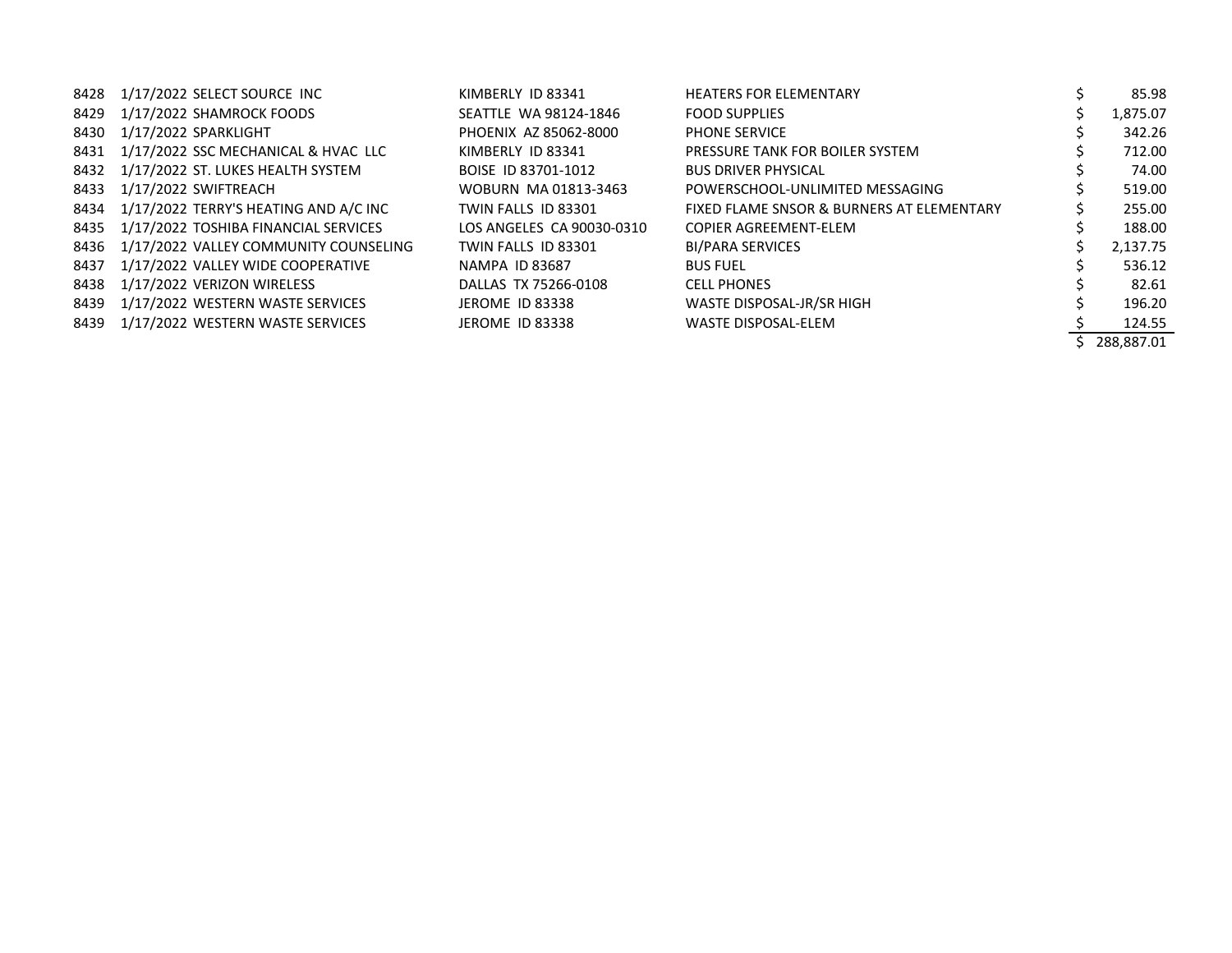| | | | | | |
|---|---|---|---|---|---|
| 8428 | 1/17/2022 | SELECT SOURCE INC | KIMBERLY ID 83341 | HEATERS FOR ELEMENTARY | $ 85.98 |
| 8429 | 1/17/2022 | SHAMROCK FOODS | SEATTLE WA 98124-1846 | FOOD SUPPLIES | $ 1,875.07 |
| 8430 | 1/17/2022 | SPARKLIGHT | PHOENIX AZ 85062-8000 | PHONE SERVICE | $ 342.26 |
| 8431 | 1/17/2022 | SSC MECHANICAL & HVAC LLC | KIMBERLY ID 83341 | PRESSURE TANK FOR BOILER SYSTEM | $ 712.00 |
| 8432 | 1/17/2022 | ST. LUKES HEALTH SYSTEM | BOISE ID 83701-1012 | BUS DRIVER PHYSICAL | $ 74.00 |
| 8433 | 1/17/2022 | SWIFTREACH | WOBURN MA 01813-3463 | POWERSCHOOL-UNLIMITED MESSAGING | $ 519.00 |
| 8434 | 1/17/2022 | TERRY'S HEATING AND A/C INC | TWIN FALLS ID 83301 | FIXED FLAME SNSOR & BURNERS AT ELEMENTARY | $ 255.00 |
| 8435 | 1/17/2022 | TOSHIBA FINANCIAL SERVICES | LOS ANGELES CA 90030-0310 | COPIER AGREEMENT-ELEM | $ 188.00 |
| 8436 | 1/17/2022 | VALLEY COMMUNITY COUNSELING | TWIN FALLS ID 83301 | BI/PARA SERVICES | $ 2,137.75 |
| 8437 | 1/17/2022 | VALLEY WIDE COOPERATIVE | NAMPA ID 83687 | BUS FUEL | $ 536.12 |
| 8438 | 1/17/2022 | VERIZON WIRELESS | DALLAS TX 75266-0108 | CELL PHONES | $ 82.61 |
| 8439 | 1/17/2022 | WESTERN WASTE SERVICES | JEROME ID 83338 | WASTE DISPOSAL-JR/SR HIGH | $ 196.20 |
| 8439 | 1/17/2022 | WESTERN WASTE SERVICES | JEROME ID 83338 | WASTE DISPOSAL-ELEM | $ 124.55 |
| | | | | | $ 288,887.01 |